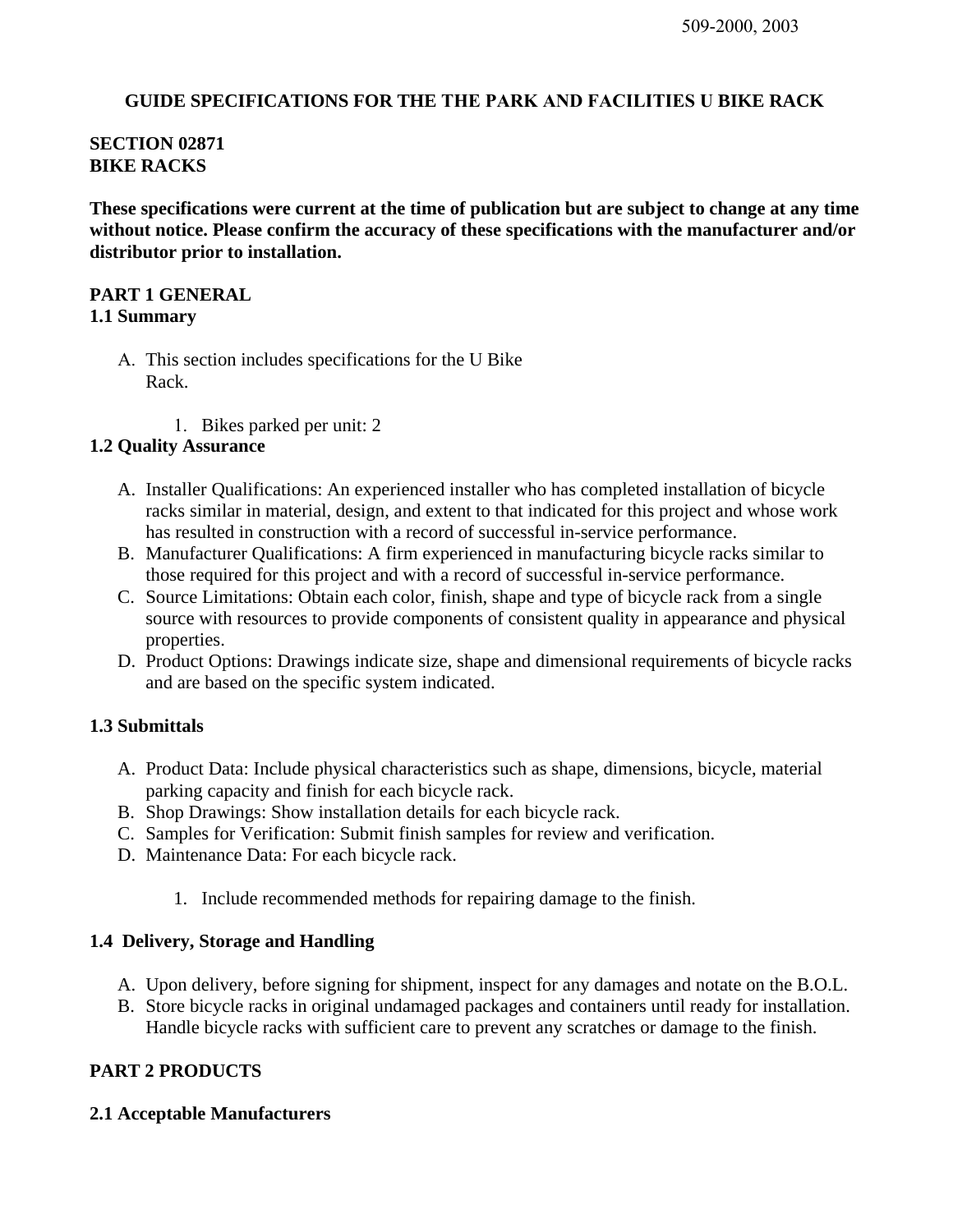509-2000, 2003

# GUIDE SPECIFICATIONS FOR THE THE PARK AND FACILITIES U BIKE RACK

## SECTION 02871
## BIKE RACKS

**These specifications were current at the time of publication but are subject to change at any time without notice. Please confirm the accuracy of these specifications with the manufacturer and/or distributor prior to installation.**

## PART 1 GENERAL

### 1.1 Summary

A. This section includes specifications for the U Bike Rack.

   1. Bikes parked per unit: 2

### 1.2 Quality Assurance

A. Installer Qualifications: An experienced installer who has completed installation of bicycle racks similar in material, design, and extent to that indicated for this project and whose work has resulted in construction with a record of successful in-service performance.

B. Manufacturer Qualifications: A firm experienced in manufacturing bicycle racks similar to those required for this project and with a record of successful in-service performance.

C. Source Limitations: Obtain each color, finish, shape and type of bicycle rack from a single source with resources to provide components of consistent quality in appearance and physical properties.

D. Product Options: Drawings indicate size, shape and dimensional requirements of bicycle racks and are based on the specific system indicated.

### 1.3 Submittals

A. Product Data: Include physical characteristics such as shape, dimensions, bicycle, material parking capacity and finish for each bicycle rack.

B. Shop Drawings: Show installation details for each bicycle rack.

C. Samples for Verification: Submit finish samples for review and verification.

D. Maintenance Data: For each bicycle rack.

   1. Include recommended methods for repairing damage to the finish.

### 1.4 Delivery, Storage and Handling

A. Upon delivery, before signing for shipment, inspect for any damages and notate on the B.O.L.

B. Store bicycle racks in original undamaged packages and containers until ready for installation. Handle bicycle racks with sufficient care to prevent any scratches or damage to the finish.

## PART 2 PRODUCTS

### 2.1 Acceptable Manufacturers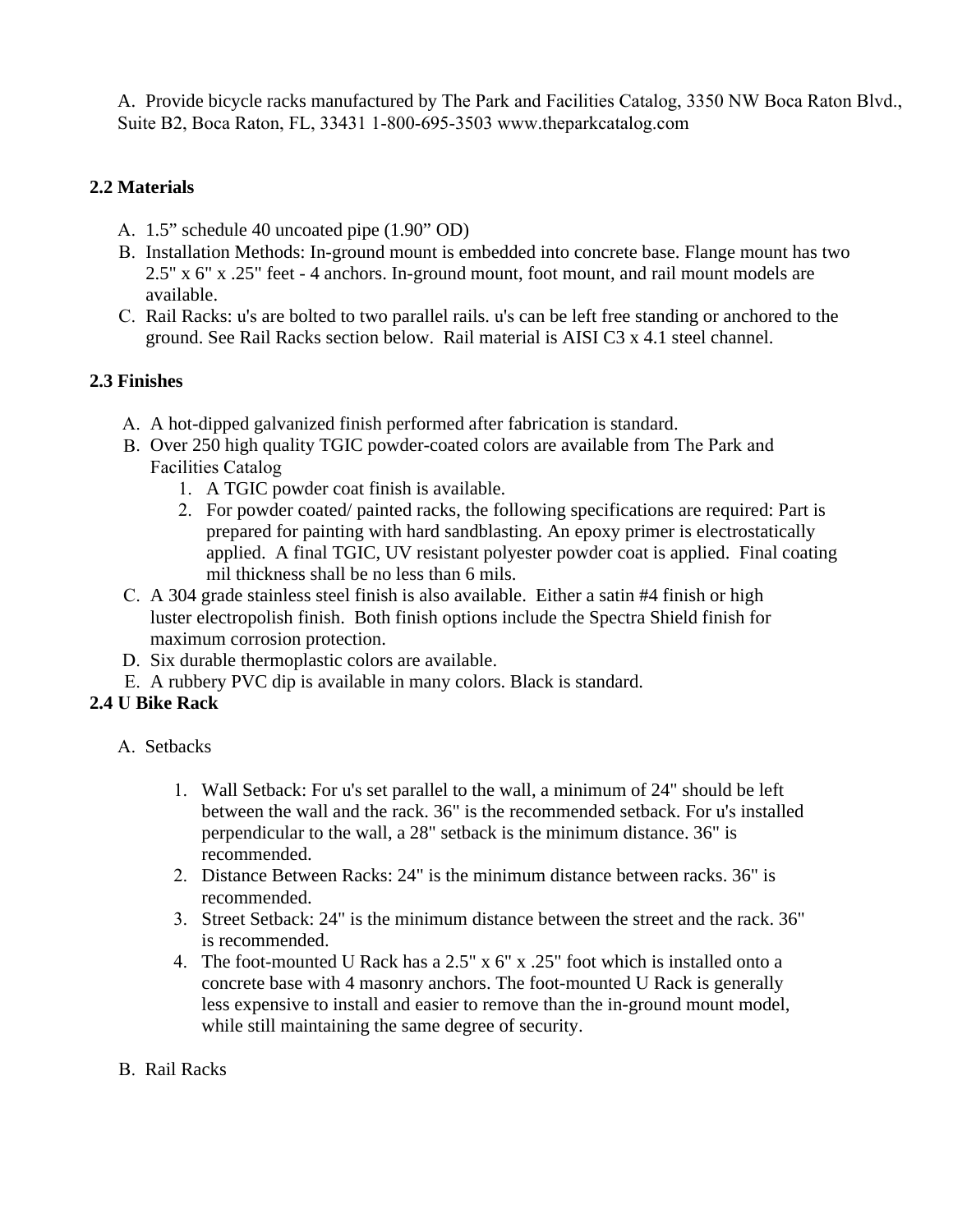A. Provide bicycle racks manufactured by The Park and Facilities Catalog, 3350 NW Boca Raton Blvd., Suite B2, Boca Raton, FL, 33431 1-800-695-3503 www.theparkcatalog.com

**2.2 Materials**

A. 1.5” schedule 40 uncoated pipe (1.90” OD)
B. Installation Methods: In-ground mount is embedded into concrete base. Flange mount has two 2.5" x 6" x .25" feet - 4 anchors. In-ground mount, foot mount, and rail mount models are available.
C. Rail Racks: u's are bolted to two parallel rails. u's can be left free standing or anchored to the ground. See Rail Racks section below. Rail material is AISI C3 x 4.1 steel channel.

**2.3 Finishes**

A. A hot-dipped galvanized finish performed after fabrication is standard.
B. Over 250 high quality TGIC powder-coated colors are available from The Park and Facilities Catalog
   1. A TGIC powder coat finish is available.
   2. For powder coated/ painted racks, the following specifications are required: Part is prepared for painting with hard sandblasting. An epoxy primer is electrostatically applied. A final TGIC, UV resistant polyester powder coat is applied. Final coating mil thickness shall be no less than 6 mils.
C. A 304 grade stainless steel finish is also available. Either a satin #4 finish or high luster electropolish finish. Both finish options include the Spectra Shield finish for maximum corrosion protection.
D. Six durable thermoplastic colors are available.
E. A rubbery PVC dip is available in many colors. Black is standard.

**2.4 U Bike Rack**

A. Setbacks

   1. Wall Setback: For u's set parallel to the wall, a minimum of 24" should be left between the wall and the rack. 36" is the recommended setback. For u's installed perpendicular to the wall, a 28" setback is the minimum distance. 36" is recommended.
   2. Distance Between Racks: 24" is the minimum distance between racks. 36" is recommended.
   3. Street Setback: 24" is the minimum distance between the street and the rack. 36" is recommended.
   4. The foot-mounted U Rack has a 2.5" x 6" x .25" foot which is installed onto a concrete base with 4 masonry anchors. The foot-mounted U Rack is generally less expensive to install and easier to remove than the in-ground mount model, while still maintaining the same degree of security.

B. Rail Racks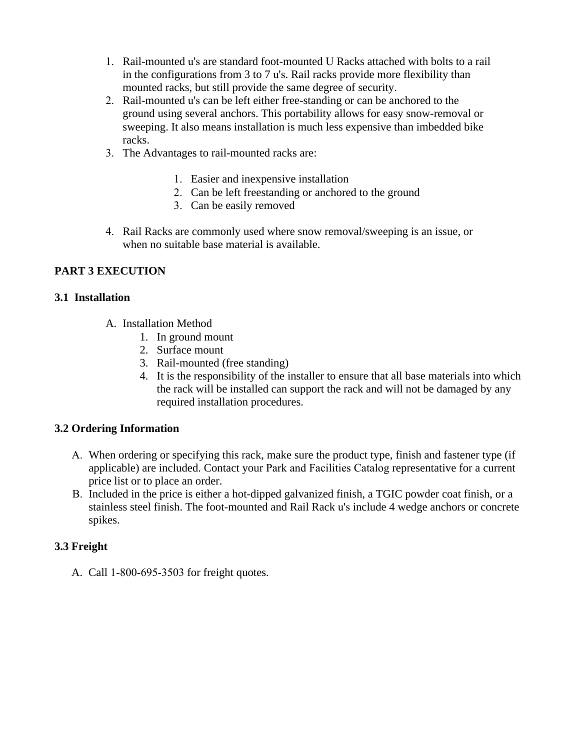1. Rail-mounted u's are standard foot-mounted U Racks attached with bolts to a rail in the configurations from 3 to 7 u's. Rail racks provide more flexibility than mounted racks, but still provide the same degree of security.
2. Rail-mounted u's can be left either free-standing or can be anchored to the ground using several anchors. This portability allows for easy snow-removal or sweeping. It also means installation is much less expensive than imbedded bike racks.
3. The Advantages to rail-mounted racks are:

    1. Easier and inexpensive installation
    2. Can be left freestanding or anchored to the ground
    3. Can be easily removed

4. Rail Racks are commonly used where snow removal/sweeping is an issue, or when no suitable base material is available.

## PART 3 EXECUTION

### 3.1 Installation

A. Installation Method
    1. In ground mount
    2. Surface mount
    3. Rail-mounted (free standing)
    4. It is the responsibility of the installer to ensure that all base materials into which the rack will be installed can support the rack and will not be damaged by any required installation procedures.

### 3.2 Ordering Information

A. When ordering or specifying this rack, make sure the product type, finish and fastener type (if applicable) are included. Contact your Park and Facilities Catalog representative for a current price list or to place an order.
B. Included in the price is either a hot-dipped galvanized finish, a TGIC powder coat finish, or a stainless steel finish. The foot-mounted and Rail Rack u's include 4 wedge anchors or concrete spikes.

### 3.3 Freight

A. Call 1-800-695-3503 for freight quotes.